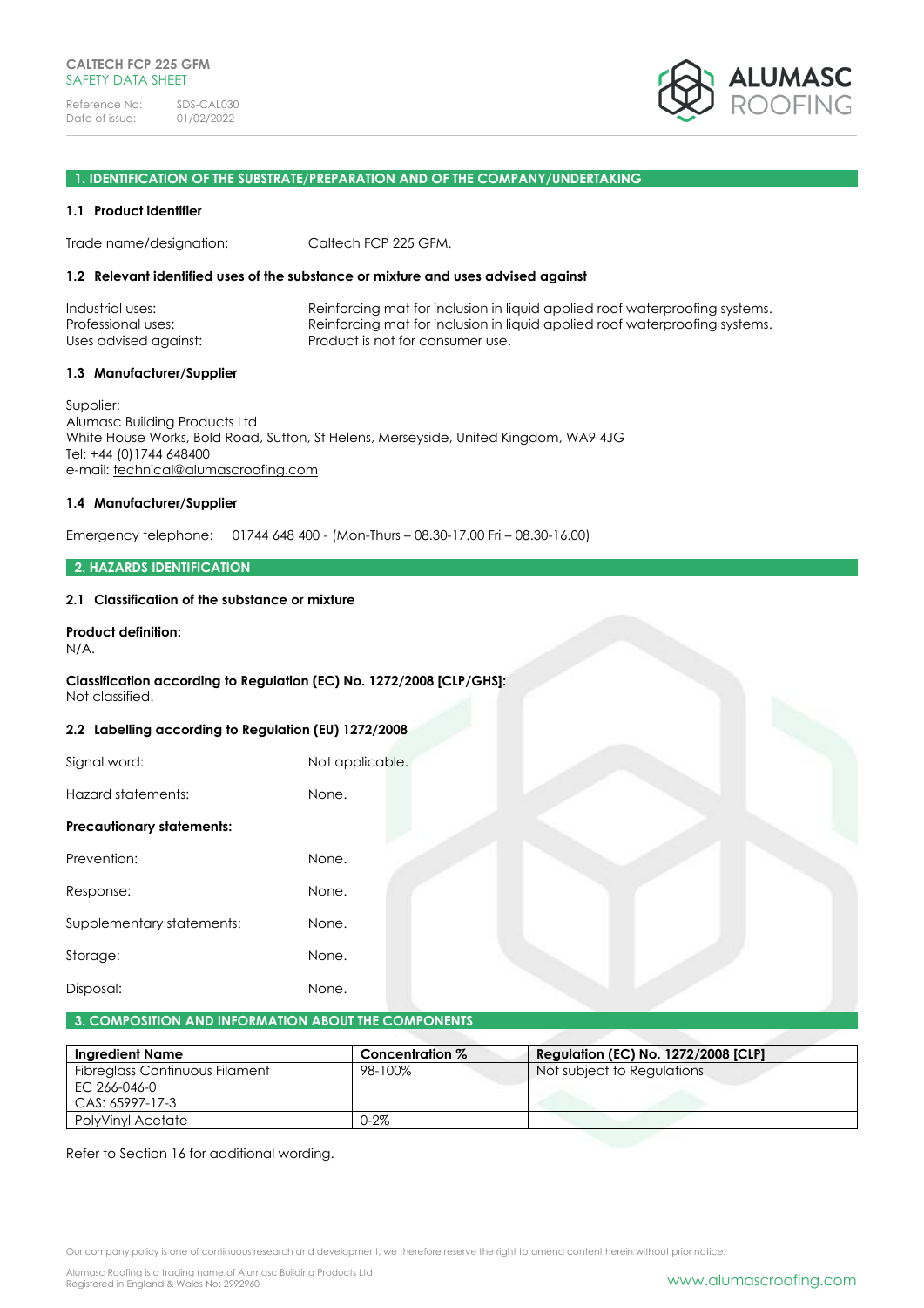CALTECH FCP 225 GFM
SAFETY DATA SHEET

Reference No: SDS-CAL030
Date of issue: 01/02/2022

## 1. IDENTIFICATION OF THE SUBSTRATE/PREPARATION AND OF THE COMPANY/UNDERTAKING

### 1.1 Product identifier

Trade name/designation: Caltech FCP 225 GFM.

### 1.2 Relevant identified uses of the substance or mixture and uses advised against

Industrial uses: Reinforcing mat for inclusion in liquid applied roof waterproofing systems.
Professional uses: Reinforcing mat for inclusion in liquid applied roof waterproofing systems.
Uses advised against: Product is not for consumer use.

### 1.3 Manufacturer/Supplier

Supplier:
Alumasc Building Products Ltd
White House Works, Bold Road, Sutton, St Helens, Merseyside, United Kingdom, WA9 4JG
Tel: +44 (0)1744 648400
e-mail: technical@alumascroofing.com

### 1.4 Manufacturer/Supplier

Emergency telephone: 01744 648 400 - (Mon-Thurs – 08.30-17.00 Fri – 08.30-16.00)

## 2. HAZARDS IDENTIFICATION

### 2.1 Classification of the substance or mixture

**Product definition:**
N/A.

**Classification according to Regulation (EC) No. 1272/2008 [CLP/GHS]:**
Not classified.

### 2.2 Labelling according to Regulation (EU) 1272/2008

Signal word: Not applicable.

Hazard statements: None.

**Precautionary statements:**

Prevention: None.

Response: None.

Supplementary statements: None.

Storage: None.

Disposal: None.

## 3. COMPOSITION AND INFORMATION ABOUT THE COMPONENTS

| Ingredient Name | Concentration % | Regulation (EC) No. 1272/2008 [CLP] |
|---|---|---|
| Fibreglass Continuous Filament<br>EC 266-046-0<br>CAS: 65997-17-3 | 98-100% | Not subject to Regulations |
| PolyVinyl Acetate | 0-2% | |

Refer to Section 16 for additional wording.

Our company policy is one of continuous research and development; we therefore reserve the right to amend content herein without prior notice.

Alumasc Roofing is a trading name of Alumasc Building Products Ltd
Registered in England & Wales No: 2992960

www.alumascroofing.com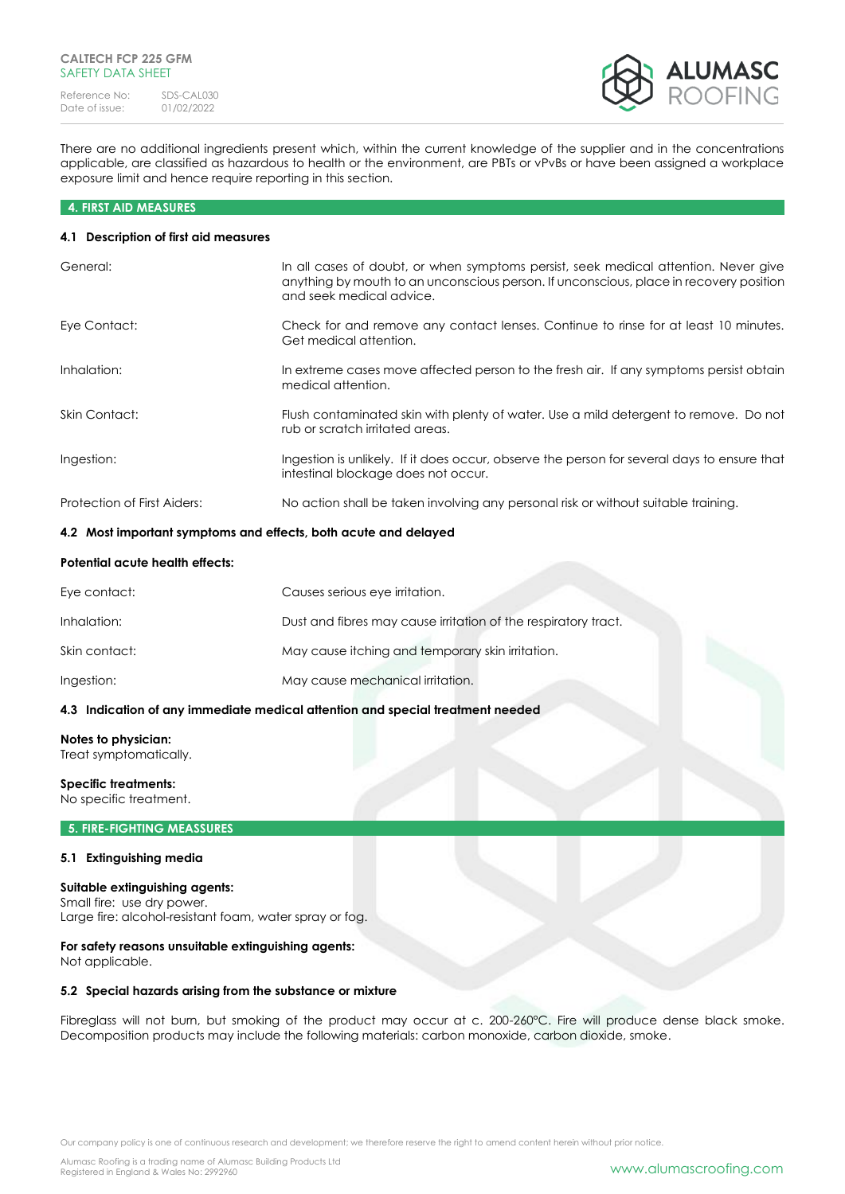There are no additional ingredients present which, within the current knowledge of the supplier and in the concentrations applicable, are classified as hazardous to health or the environment, are PBTs or vPvBs or have been assigned a workplace exposure limit and hence require reporting in this section.

## 4. FIRST AID MEASURES

### 4.1 Description of first aid measures

| | |
|---|---|
| General: | In all cases of doubt, or when symptoms persist, seek medical attention. Never give anything by mouth to an unconscious person. If unconscious, place in recovery position and seek medical advice. |
| Eye Contact: | Check for and remove any contact lenses. Continue to rinse for at least 10 minutes. Get medical attention. |
| Inhalation: | In extreme cases move affected person to the fresh air. If any symptoms persist obtain medical attention. |
| Skin Contact: | Flush contaminated skin with plenty of water. Use a mild detergent to remove. Do not rub or scratch irritated areas. |
| Ingestion: | Ingestion is unlikely. If it does occur, observe the person for several days to ensure that intestinal blockage does not occur. |
| Protection of First Aiders: | No action shall be taken involving any personal risk or without suitable training. |

### 4.2 Most important symptoms and effects, both acute and delayed

**Potential acute health effects:**

| | |
|---|---|
| Eye contact: | Causes serious eye irritation. |
| Inhalation: | Dust and fibres may cause irritation of the respiratory tract. |
| Skin contact: | May cause itching and temporary skin irritation. |
| Ingestion: | May cause mechanical irritation. |

### 4.3 Indication of any immediate medical attention and special treatment needed

**Notes to physician:**
Treat symptomatically.

**Specific treatments:**
No specific treatment.

## 5. FIRE-FIGHTING MEASSURES

### 5.1 Extinguishing media

**Suitable extinguishing agents:**
Small fire: use dry power.
Large fire: alcohol-resistant foam, water spray or fog.

**For safety reasons unsuitable extinguishing agents:**
Not applicable.

### 5.2 Special hazards arising from the substance or mixture

Fibreglass will not burn, but smoking of the product may occur at c. 200-260°C. Fire will produce dense black smoke. Decomposition products may include the following materials: carbon monoxide, carbon dioxide, smoke.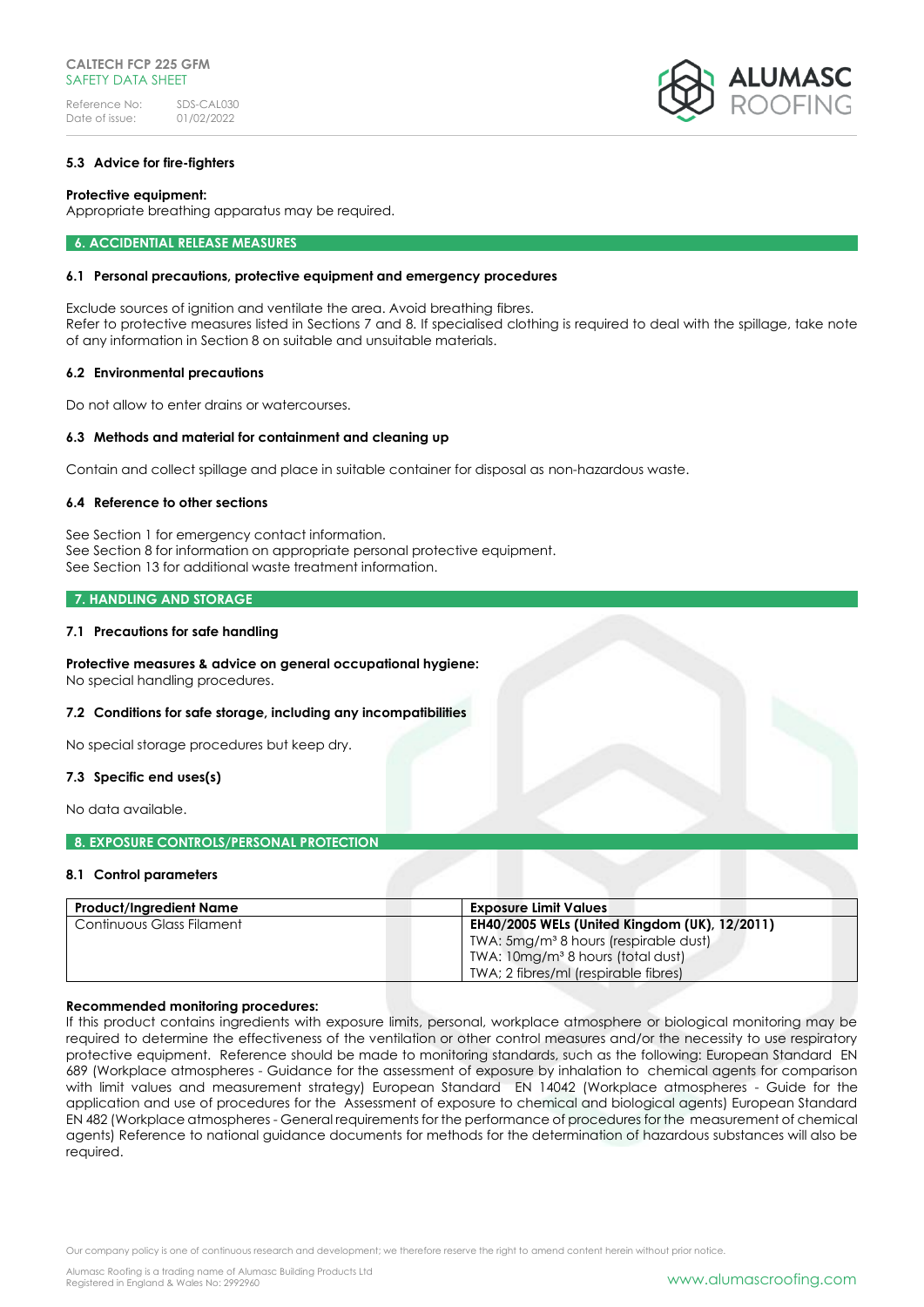### 5.3 Advice for fire-fighters

**Protective equipment:**
Appropriate breathing apparatus may be required.

## 6. ACCIDENTAL RELEASE MEASURES

### 6.1 Personal precautions, protective equipment and emergency procedures

Exclude sources of ignition and ventilate the area. Avoid breathing fibres.
Refer to protective measures listed in Sections 7 and 8. If specialised clothing is required to deal with the spillage, take note of any information in Section 8 on suitable and unsuitable materials.

### 6.2 Environmental precautions

Do not allow to enter drains or watercourses.

### 6.3 Methods and material for containment and cleaning up

Contain and collect spillage and place in suitable container for disposal as non-hazardous waste.

### 6.4 Reference to other sections

See Section 1 for emergency contact information.
See Section 8 for information on appropriate personal protective equipment.
See Section 13 for additional waste treatment information.

## 7. HANDLING AND STORAGE

### 7.1 Precautions for safe handling

**Protective measures & advice on general occupational hygiene:**
No special handling procedures.

### 7.2 Conditions for safe storage, including any incompatibilities

No special storage procedures but keep dry.

### 7.3 Specific end uses(s)

No data available.

## 8. EXPOSURE CONTROLS/PERSONAL PROTECTION

### 8.1 Control parameters

| Product/Ingredient Name | Exposure Limit Values |
|---|---|
| Continuous Glass Filament | **EH40/2005 WELs (United Kingdom (UK), 12/2011)**<br>TWA: 5mg/m³ 8 hours (respirable dust)<br>TWA: 10mg/m³ 8 hours (total dust)<br>TWA; 2 fibres/ml (respirable fibres) |

**Recommended monitoring procedures:**
If this product contains ingredients with exposure limits, personal, workplace atmosphere or biological monitoring may be required to determine the effectiveness of the ventilation or other control measures and/or the necessity to use respiratory protective equipment. Reference should be made to monitoring standards, such as the following: European Standard EN 689 (Workplace atmospheres - Guidance for the assessment of exposure by inhalation to chemical agents for comparison with limit values and measurement strategy) European Standard EN 14042 (Workplace atmospheres - Guide for the application and use of procedures for the Assessment of exposure to chemical and biological agents) European Standard EN 482 (Workplace atmospheres - General requirements for the performance of procedures for the measurement of chemical agents) Reference to national guidance documents for methods for the determination of hazardous substances will also be required.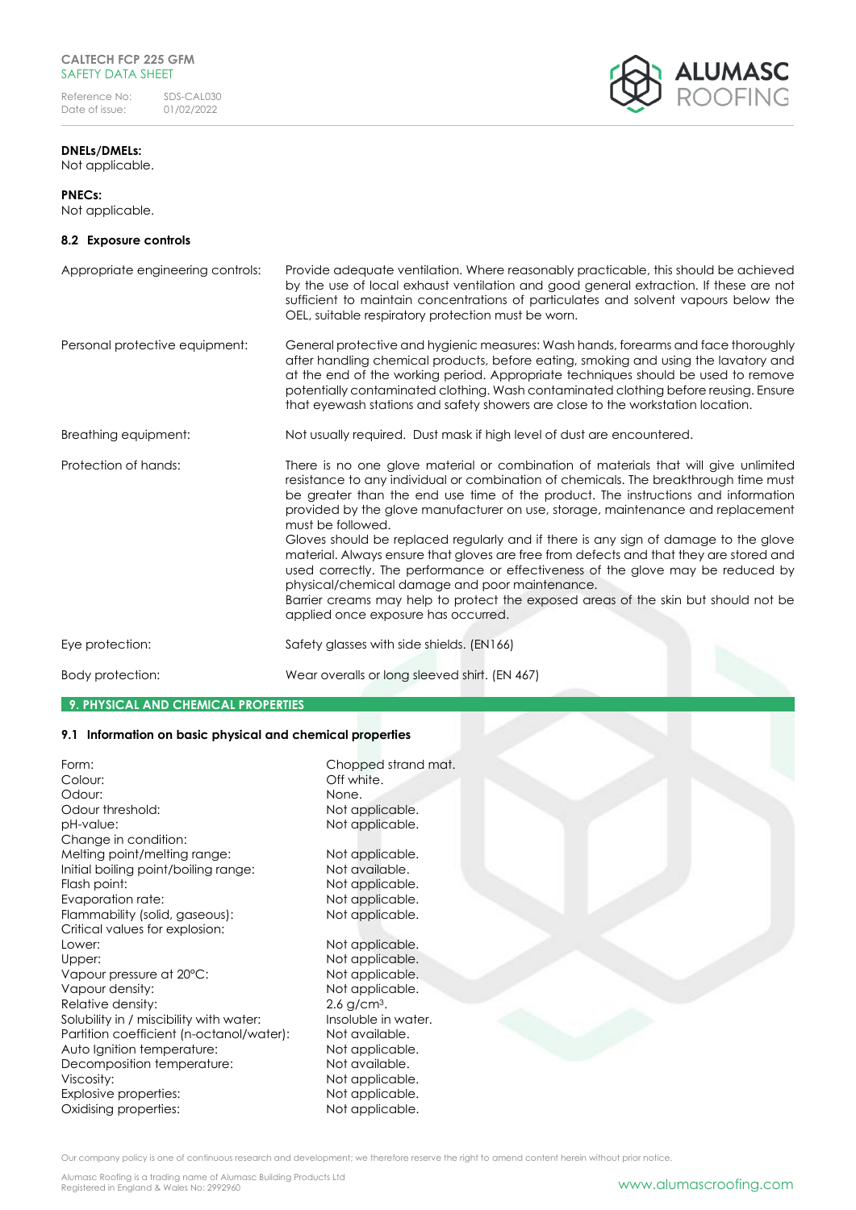**DNELs/DMELs:**
Not applicable.

**PNECs:**
Not applicable.

### 8.2 Exposure controls

| | |
|---|---|
| Appropriate engineering controls: | Provide adequate ventilation. Where reasonably practicable, this should be achieved by the use of local exhaust ventilation and good general extraction. If these are not sufficient to maintain concentrations of particulates and solvent vapours below the OEL, suitable respiratory protection must be worn. |
| Personal protective equipment: | General protective and hygienic measures: Wash hands, forearms and face thoroughly after handling chemical products, before eating, smoking and using the lavatory and at the end of the working period. Appropriate techniques should be used to remove potentially contaminated clothing. Wash contaminated clothing before reusing. Ensure that eyewash stations and safety showers are close to the workstation location. |
| Breathing equipment: | Not usually required. Dust mask if high level of dust are encountered. |
| Protection of hands: | There is no one glove material or combination of materials that will give unlimited resistance to any individual or combination of chemicals. The breakthrough time must be greater than the end use time of the product. The instructions and information provided by the glove manufacturer on use, storage, maintenance and replacement must be followed. Gloves should be replaced regularly and if there is any sign of damage to the glove material. Always ensure that gloves are free from defects and that they are stored and used correctly. The performance or effectiveness of the glove may be reduced by physical/chemical damage and poor maintenance. Barrier creams may help to protect the exposed areas of the skin but should not be applied once exposure has occurred. |
| Eye protection: | Safety glasses with side shields. (EN166) |
| Body protection: | Wear overalls or long sleeved shirt. (EN 467) |

## 9. PHYSICAL AND CHEMICAL PROPERTIES

### 9.1 Information on basic physical and chemical properties

| | |
|---|---|
| Form: | Chopped strand mat. |
| Colour: | Off white. |
| Odour: | None. |
| Odour threshold: | Not applicable. |
| pH-value: | Not applicable. |
| Change in condition: | |
| Melting point/melting range: | Not applicable. |
| Initial boiling point/boiling range: | Not available. |
| Flash point: | Not applicable. |
| Evaporation rate: | Not applicable. |
| Flammability (solid, gaseous): | Not applicable. |
| Critical values for explosion: | |
| Lower: | Not applicable. |
| Upper: | Not applicable. |
| Vapour pressure at 20°C: | Not applicable. |
| Vapour density: | Not applicable. |
| Relative density: | 2.6 g/cm³. |
| Solubility in / miscibility with water: | Insoluble in water. |
| Partition coefficient (n-octanol/water): | Not available. |
| Auto Ignition temperature: | Not applicable. |
| Decomposition temperature: | Not available. |
| Viscosity: | Not applicable. |
| Explosive properties: | Not applicable. |
| Oxidising properties: | Not applicable. |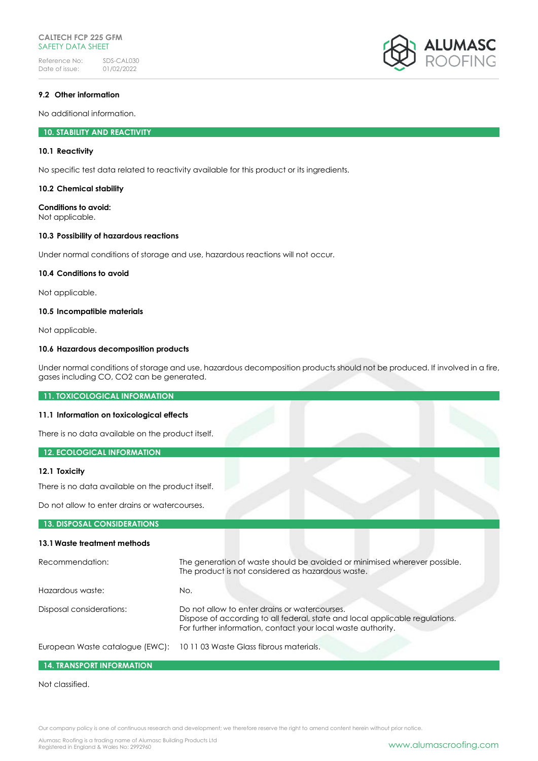### 9.2 Other information

No additional information.

## 10. STABILITY AND REACTIVITY

### 10.1 Reactivity

No specific test data related to reactivity available for this product or its ingredients.

### 10.2 Chemical stability

**Conditions to avoid:**
Not applicable.

### 10.3 Possibility of hazardous reactions

Under normal conditions of storage and use, hazardous reactions will not occur.

### 10.4 Conditions to avoid

Not applicable.

### 10.5 Incompatible materials

Not applicable.

### 10.6 Hazardous decomposition products

Under normal conditions of storage and use, hazardous decomposition products should not be produced. If involved in a fire, gases including CO, $CO_2$ can be generated.

## 11. TOXICOLOGICAL INFORMATION

### 11.1 Information on toxicological effects

There is no data available on the product itself.

## 12. ECOLOGICAL INFORMATION

### 12.1 Toxicity

There is no data available on the product itself.

Do not allow to enter drains or watercourses.

## 13. DISPOSAL CONSIDERATIONS

### 13.1 Waste treatment methods

| | |
|---|---|
| Recommendation: | The generation of waste should be avoided or minimised wherever possible. The product is not considered as hazardous waste. |
| Hazardous waste: | No. |
| Disposal considerations: | Do not allow to enter drains or watercourses. Dispose of according to all federal, state and local applicable regulations. For further information, contact your local waste authority. |
| European Waste catalogue (EWC): | 10 11 03 Waste Glass fibrous materials. |

## 14. TRANSPORT INFORMATION

Not classified.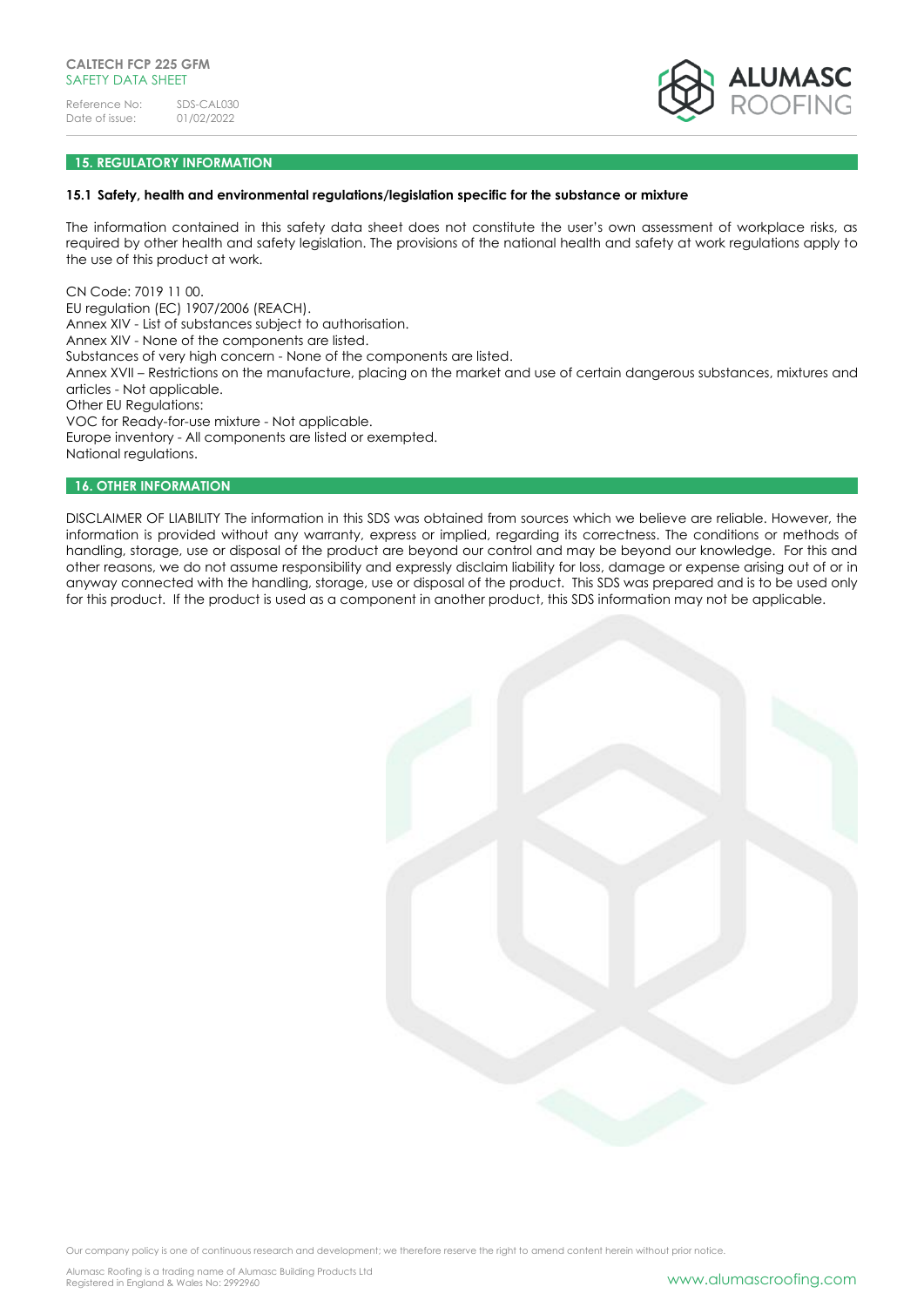## 15. REGULATORY INFORMATION

### 15.1 Safety, health and environmental regulations/legislation specific for the substance or mixture

The information contained in this safety data sheet does not constitute the user's own assessment of workplace risks, as required by other health and safety legislation. The provisions of the national health and safety at work regulations apply to the use of this product at work.

CN Code: 7019 11 00.
EU regulation (EC) 1907/2006 (REACH).
Annex XIV - List of substances subject to authorisation.
Annex XIV - None of the components are listed.
Substances of very high concern - None of the components are listed.
Annex XVII – Restrictions on the manufacture, placing on the market and use of certain dangerous substances, mixtures and articles - Not applicable.
Other EU Regulations:
VOC for Ready-for-use mixture - Not applicable.
Europe inventory - All components are listed or exempted.
National regulations.

## 16. OTHER INFORMATION

DISCLAIMER OF LIABILITY The information in this SDS was obtained from sources which we believe are reliable. However, the information is provided without any warranty, express or implied, regarding its correctness. The conditions or methods of handling, storage, use or disposal of the product are beyond our control and may be beyond our knowledge. For this and other reasons, we do not assume responsibility and expressly disclaim liability for loss, damage or expense arising out of or in anyway connected with the handling, storage, use or disposal of the product. This SDS was prepared and is to be used only for this product. If the product is used as a component in another product, this SDS information may not be applicable.